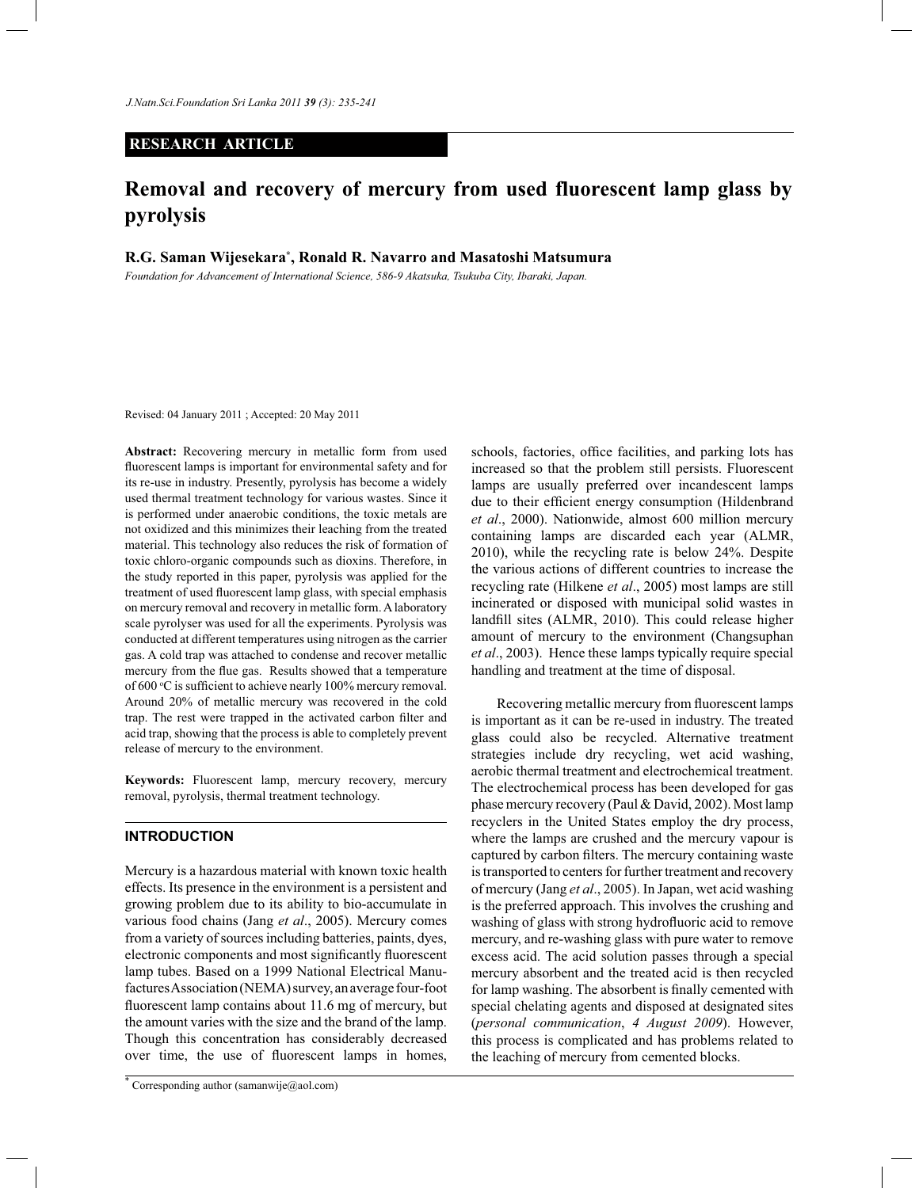**RESEARCH ARTICLE**

# Removal and recovery of mercury from used fluorescent lamp glass by pyrolysis

**R.G. Saman Wijesekara*, Ronald R. Navarro and Masatoshi Matsumura**

*Foundation for Advancement of International Science, 586-9 Akatsuka, Tsukuba City, Ibaraki, Japan.*

Revised: 04 January 2011 ; Accepted: 20 May 2011

**Abstract:** Recovering mercury in metallic form from used fluorescent lamps is important for environmental safety and for its re-use in industry. Presently, pyrolysis has become a widely used thermal treatment technology for various wastes. Since it is performed under anaerobic conditions, the toxic metals are not oxidized and this minimizes their leaching from the treated material. This technology also reduces the risk of formation of toxic chloro-organic compounds such as dioxins. Therefore, in the study reported in this paper, pyrolysis was applied for the treatment of used fluorescent lamp glass, with special emphasis on mercury removal and recovery in metallic form. A laboratory scale pyrolyser was used for all the experiments. Pyrolysis was conducted at different temperatures using nitrogen as the carrier gas. A cold trap was attached to condense and recover metallic mercury from the flue gas. Results showed that a temperature of 600 $^{o}$C is sufficient to achieve nearly 100% mercury removal. Around 20% of metallic mercury was recovered in the cold trap. The rest were trapped in the activated carbon filter and acid trap, showing that the process is able to completely prevent release of mercury to the environment.

**Keywords:** Fluorescent lamp, mercury recovery, mercury removal, pyrolysis, thermal treatment technology.

## INTRODUCTION

Mercury is a hazardous material with known toxic health effects. Its presence in the environment is a persistent and growing problem due to its ability to bio-accumulate in various food chains (Jang *et al*., 2005). Mercury comes from a variety of sources including batteries, paints, dyes, electronic components and most significantly fluorescent lamp tubes. Based on a 1999 National Electrical Manufactures Association (NEMA) survey, an average four-foot fluorescent lamp contains about 11.6 mg of mercury, but the amount varies with the size and the brand of the lamp. Though this concentration has considerably decreased over time, the use of fluorescent lamps in homes, schools, factories, office facilities, and parking lots has increased so that the problem still persists. Fluorescent lamps are usually preferred over incandescent lamps due to their efficient energy consumption (Hildenbrand *et al*., 2000). Nationwide, almost 600 million mercury containing lamps are discarded each year (ALMR, 2010), while the recycling rate is below 24%. Despite the various actions of different countries to increase the recycling rate (Hilkene *et al*., 2005) most lamps are still incinerated or disposed with municipal solid wastes in landfill sites (ALMR, 2010). This could release higher amount of mercury to the environment (Changsuphan *et al*., 2003). Hence these lamps typically require special handling and treatment at the time of disposal.

Recovering metallic mercury from fluorescent lamps is important as it can be re-used in industry. The treated glass could also be recycled. Alternative treatment strategies include dry recycling, wet acid washing, aerobic thermal treatment and electrochemical treatment. The electrochemical process has been developed for gas phase mercury recovery (Paul & David, 2002). Most lamp recyclers in the United States employ the dry process, where the lamps are crushed and the mercury vapour is captured by carbon filters. The mercury containing waste is transported to centers for further treatment and recovery of mercury (Jang *et al*., 2005). In Japan, wet acid washing is the preferred approach. This involves the crushing and washing of glass with strong hydrofluoric acid to remove mercury, and re-washing glass with pure water to remove excess acid. The acid solution passes through a special mercury absorbent and the treated acid is then recycled for lamp washing. The absorbent is finally cemented with special chelating agents and disposed at designated sites (*personal communication*, *4 August 2009*). However, this process is complicated and has problems related to the leaching of mercury from cemented blocks.

* Corresponding author (samanwije@aol.com)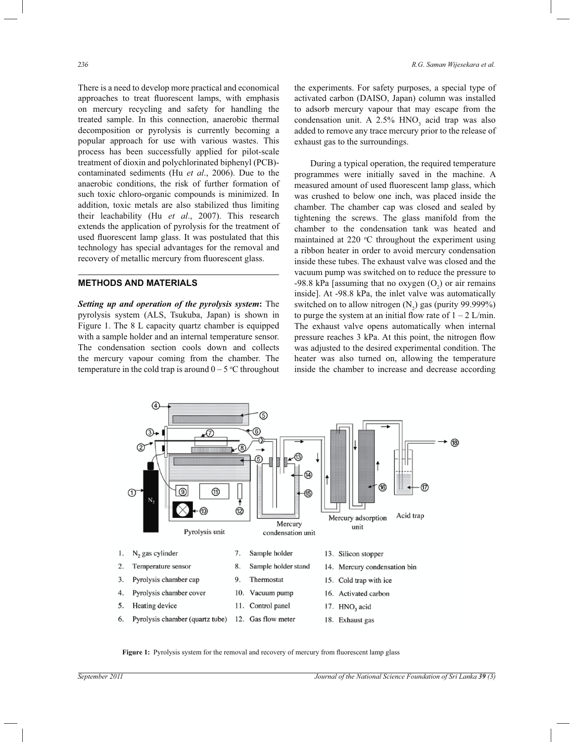There is a need to develop more practical and economical approaches to treat fluorescent lamps, with emphasis on mercury recycling and safety for handling the treated sample. In this connection, anaerobic thermal decomposition or pyrolysis is currently becoming a popular approach for use with various wastes. This process has been successfully applied for pilot-scale treatment of dioxin and polychlorinated biphenyl (PCB)-contaminated sediments (Hu *et al*., 2006). Due to the anaerobic conditions, the risk of further formation of such toxic chloro-organic compounds is minimized. In addition, toxic metals are also stabilized thus limiting their leachability (Hu *et al*., 2007). This research extends the application of pyrolysis for the treatment of used fluorescent lamp glass. It was postulated that this technology has special advantages for the removal and recovery of metallic mercury from fluorescent glass.

## METHODS AND MATERIALS

***Setting up and operation of the pyrolysis system*:** The pyrolysis system (ALS, Tsukuba, Japan) is shown in Figure 1. The 8 L capacity quartz chamber is equipped with a sample holder and an internal temperature sensor. The condensation section cools down and collects the mercury vapour coming from the chamber. The temperature in the cold trap is around 0 – 5 °C throughout the experiments. For safety purposes, a special type of activated carbon (DAISO, Japan) column was installed to adsorb mercury vapour that may escape from the condensation unit. A 2.5% $HNO_3$ acid trap was also added to remove any trace mercury prior to the release of exhaust gas to the surroundings.

During a typical operation, the required temperature programmes were initially saved in the machine. A measured amount of used fluorescent lamp glass, which was crushed to below one inch, was placed inside the chamber. The chamber cap was closed and sealed by tightening the screws. The glass manifold from the chamber to the condensation tank was heated and maintained at 220 °C throughout the experiment using a ribbon heater in order to avoid mercury condensation inside these tubes. The exhaust valve was closed and the vacuum pump was switched on to reduce the pressure to -98.8 kPa [assuming that no oxygen ($O_2$) or air remains inside]. At -98.8 kPa, the inlet valve was automatically switched on to allow nitrogen ($N_2$) gas (purity 99.999%) to purge the system at an initial flow rate of 1 – 2 L/min. The exhaust valve opens automatically when internal pressure reaches 3 kPa. At this point, the nitrogen flow was adjusted to the desired experimental condition. The heater was also turned on, allowing the temperature inside the chamber to increase and decrease according

1. $N_2$ gas cylinder
2. Temperature sensor
3. Pyrolysis chamber cap
4. Pyrolysis chamber cover
5. Heating device
6. Pyrolysis chamber (quartz tube)
7. Sample holder
8. Sample holder stand
9. Thermostat
10. Vacuum pump
11. Control panel
12. Gas flow meter
13. Silicon stopper
14. Mercury condensation bin
15. Cold trap with ice
16. Activated carbon
17. $HNO_3$ acid
18. Exhaust gas

**Figure 1:** Pyrolysis system for the removal and recovery of mercury from fluorescent lamp glass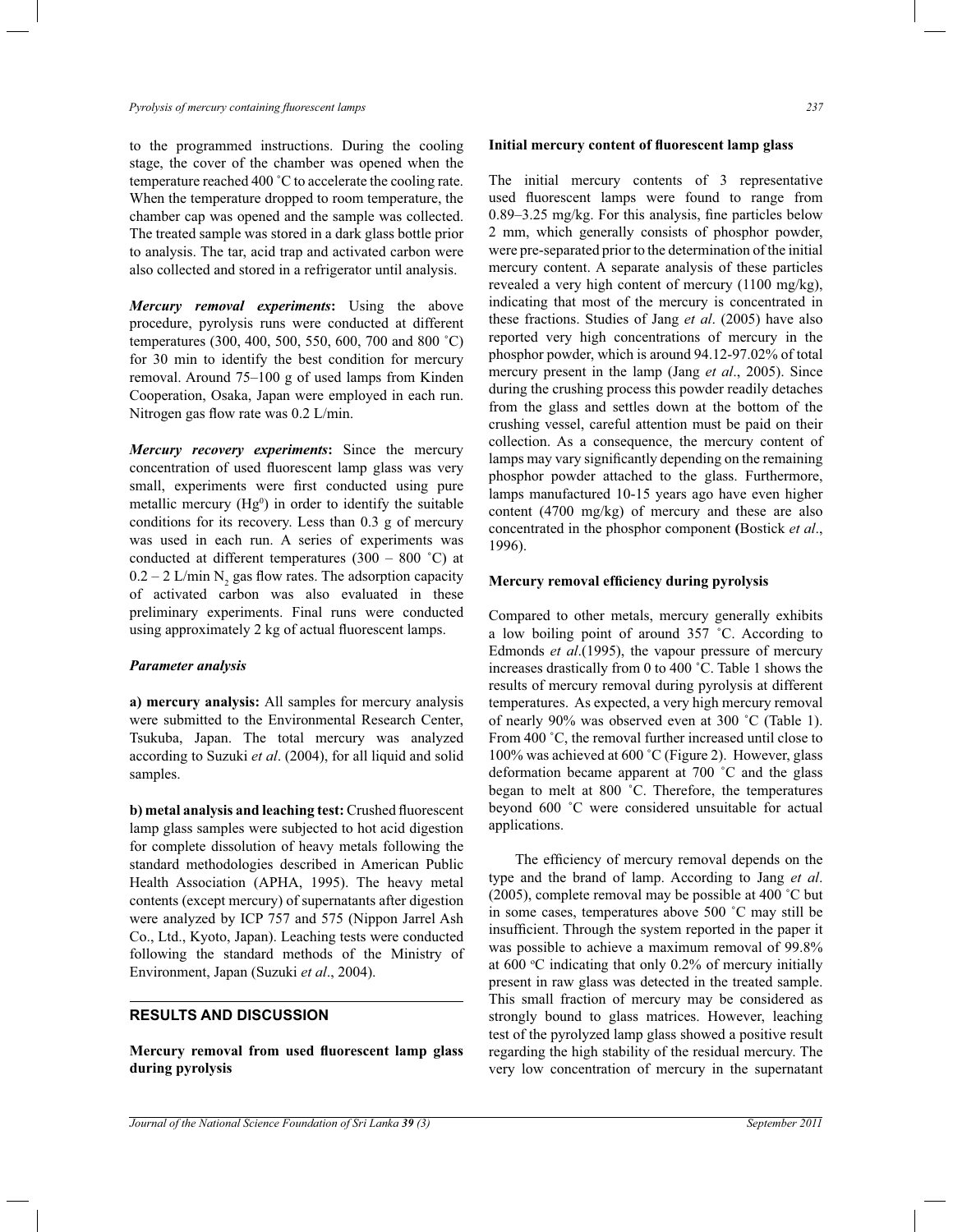to the programmed instructions. During the cooling stage, the cover of the chamber was opened when the temperature reached 400 ˚C to accelerate the cooling rate. When the temperature dropped to room temperature, the chamber cap was opened and the sample was collected. The treated sample was stored in a dark glass bottle prior to analysis. The tar, acid trap and activated carbon were also collected and stored in a refrigerator until analysis.

***Mercury removal experiments*:** Using the above procedure, pyrolysis runs were conducted at different temperatures (300, 400, 500, 550, 600, 700 and 800 ˚C) for 30 min to identify the best condition for mercury removal. Around 75–100 g of used lamps from Kinden Cooperation, Osaka, Japan were employed in each run. Nitrogen gas flow rate was 0.2 L/min.

***Mercury recovery experiments*:** Since the mercury concentration of used fluorescent lamp glass was very small, experiments were first conducted using pure metallic mercury ($Hg^0$) in order to identify the suitable conditions for its recovery. Less than 0.3 g of mercury was used in each run. A series of experiments was conducted at different temperatures (300 – 800 ˚C) at 0.2 – 2 L/min $N_2$ gas flow rates. The adsorption capacity of activated carbon was also evaluated in these preliminary experiments. Final runs were conducted using approximately 2 kg of actual fluorescent lamps.

### *Parameter analysis*

**a) mercury analysis:** All samples for mercury analysis were submitted to the Environmental Research Center, Tsukuba, Japan. The total mercury was analyzed according to Suzuki *et al*. (2004), for all liquid and solid samples.

**b) metal analysis and leaching test:** Crushed fluorescent lamp glass samples were subjected to hot acid digestion for complete dissolution of heavy metals following the standard methodologies described in American Public Health Association (APHA, 1995). The heavy metal contents (except mercury) of supernatants after digestion were analyzed by ICP 757 and 575 (Nippon Jarrel Ash Co., Ltd., Kyoto, Japan). Leaching tests were conducted following the standard methods of the Ministry of Environment, Japan (Suzuki *et al*., 2004).

## RESULTS AND DISCUSSION

### Mercury removal from used fluorescent lamp glass during pyrolysis

### Initial mercury content of fluorescent lamp glass

The initial mercury contents of 3 representative used fluorescent lamps were found to range from 0.89–3.25 mg/kg. For this analysis, fine particles below 2 mm, which generally consists of phosphor powder, were pre-separated prior to the determination of the initial mercury content. A separate analysis of these particles revealed a very high content of mercury (1100 mg/kg), indicating that most of the mercury is concentrated in these fractions. Studies of Jang *et al*. (2005) have also reported very high concentrations of mercury in the phosphor powder, which is around 94.12-97.02% of total mercury present in the lamp (Jang *et al*., 2005). Since during the crushing process this powder readily detaches from the glass and settles down at the bottom of the crushing vessel, careful attention must be paid on their collection. As a consequence, the mercury content of lamps may vary significantly depending on the remaining phosphor powder attached to the glass. Furthermore, lamps manufactured 10-15 years ago have even higher content (4700 mg/kg) of mercury and these are also concentrated in the phosphor component **(**Bostick *et al*., 1996).

### Mercury removal efficiency during pyrolysis

Compared to other metals, mercury generally exhibits a low boiling point of around 357 ˚C. According to Edmonds *et al*.(1995), the vapour pressure of mercury increases drastically from 0 to 400 ˚C. Table 1 shows the results of mercury removal during pyrolysis at different temperatures. As expected, a very high mercury removal of nearly 90% was observed even at 300 ˚C (Table 1). From 400 ˚C, the removal further increased until close to 100% was achieved at 600 ˚C (Figure 2). However, glass deformation became apparent at 700 ˚C and the glass began to melt at 800 ˚C. Therefore, the temperatures beyond 600 ˚C were considered unsuitable for actual applications.

The efficiency of mercury removal depends on the type and the brand of lamp. According to Jang *et al*. (2005), complete removal may be possible at 400 ˚C but in some cases, temperatures above 500 ˚C may still be insufficient. Through the system reported in the paper it was possible to achieve a maximum removal of 99.8% at 600 $^{o}$C indicating that only 0.2% of mercury initially present in raw glass was detected in the treated sample. This small fraction of mercury may be considered as strongly bound to glass matrices. However, leaching test of the pyrolyzed lamp glass showed a positive result regarding the high stability of the residual mercury. The very low concentration of mercury in the supernatant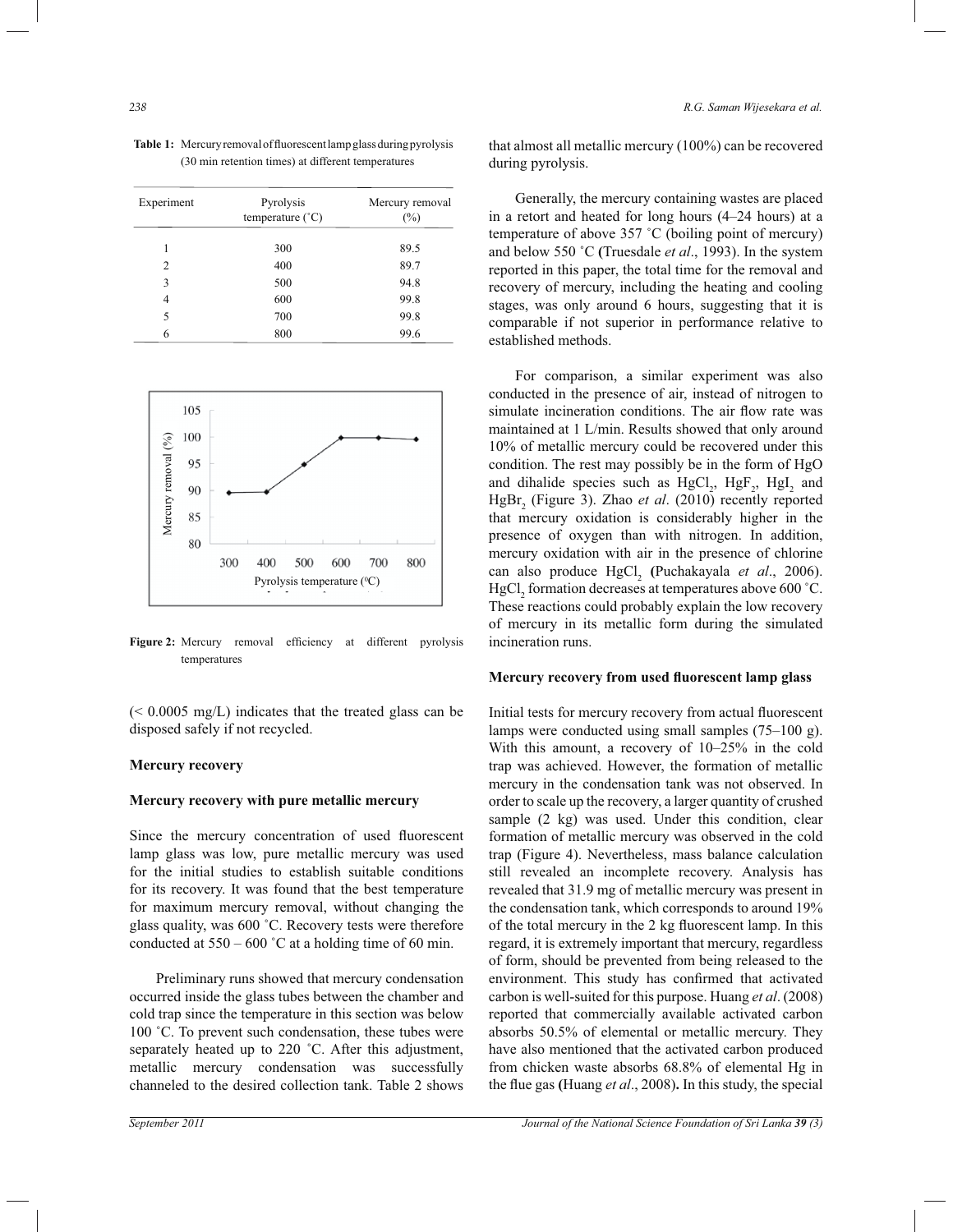**Table 1:** Mercury removal of fluorescent lamp glass during pyrolysis (30 min retention times) at different temperatures

| Experiment | Pyrolysis temperature (˚C) | Mercury removal (%) |
|---|---|---|
| 1 | 300 | 89.5 |
| 2 | 400 | 89.7 |
| 3 | 500 | 94.8 |
| 4 | 600 | 99.8 |
| 5 | 700 | 99.8 |
| 6 | 800 | 99.6 |

**Figure 2:** Mercury removal efficiency at different pyrolysis temperatures

(< 0.0005 mg/L) indicates that the treated glass can be disposed safely if not recycled.

### Mercury recovery

### Mercury recovery with pure metallic mercury

Since the mercury concentration of used fluorescent lamp glass was low, pure metallic mercury was used for the initial studies to establish suitable conditions for its recovery. It was found that the best temperature for maximum mercury removal, without changing the glass quality, was 600 ˚C. Recovery tests were therefore conducted at 550 – 600 ˚C at a holding time of 60 min.

Preliminary runs showed that mercury condensation occurred inside the glass tubes between the chamber and cold trap since the temperature in this section was below 100 ˚C. To prevent such condensation, these tubes were separately heated up to 220 ˚C. After this adjustment, metallic mercury condensation was successfully channeled to the desired collection tank. Table 2 shows that almost all metallic mercury (100%) can be recovered during pyrolysis.

Generally, the mercury containing wastes are placed in a retort and heated for long hours (4–24 hours) at a temperature of above 357 ˚C (boiling point of mercury) and below 550 ˚C (Truesdale *et al*., 1993). In the system reported in this paper, the total time for the removal and recovery of mercury, including the heating and cooling stages, was only around 6 hours, suggesting that it is comparable if not superior in performance relative to established methods.

For comparison, a similar experiment was also conducted in the presence of air, instead of nitrogen to simulate incineration conditions. The air flow rate was maintained at 1 L/min. Results showed that only around 10% of metallic mercury could be recovered under this condition. The rest may possibly be in the form of HgO and dihalide species such as $HgCl_2$, $HgF_2$, $HgI_2$ and $HgBr_2$ (Figure 3). Zhao *et al*. (2010) recently reported that mercury oxidation is considerably higher in the presence of oxygen than with nitrogen. In addition, mercury oxidation with air in the presence of chlorine can also produce $HgCl_2$ (Puchakayala *et al*., 2006). $HgCl_2$ formation decreases at temperatures above 600 ˚C. These reactions could probably explain the low recovery of mercury in its metallic form during the simulated incineration runs.

### Mercury recovery from used fluorescent lamp glass

Initial tests for mercury recovery from actual fluorescent lamps were conducted using small samples (75–100 g). With this amount, a recovery of 10–25% in the cold trap was achieved. However, the formation of metallic mercury in the condensation tank was not observed. In order to scale up the recovery, a larger quantity of crushed sample (2 kg) was used. Under this condition, clear formation of metallic mercury was observed in the cold trap (Figure 4). Nevertheless, mass balance calculation still revealed an incomplete recovery. Analysis has revealed that 31.9 mg of metallic mercury was present in the condensation tank, which corresponds to around 19% of the total mercury in the 2 kg fluorescent lamp. In this regard, it is extremely important that mercury, regardless of form, should be prevented from being released to the environment. This study has confirmed that activated carbon is well-suited for this purpose. Huang *et al*. (2008) reported that commercially available activated carbon absorbs 50.5% of elemental or metallic mercury. They have also mentioned that the activated carbon produced from chicken waste absorbs 68.8% of elemental Hg in the flue gas (Huang *et al*., 2008). In this study, the special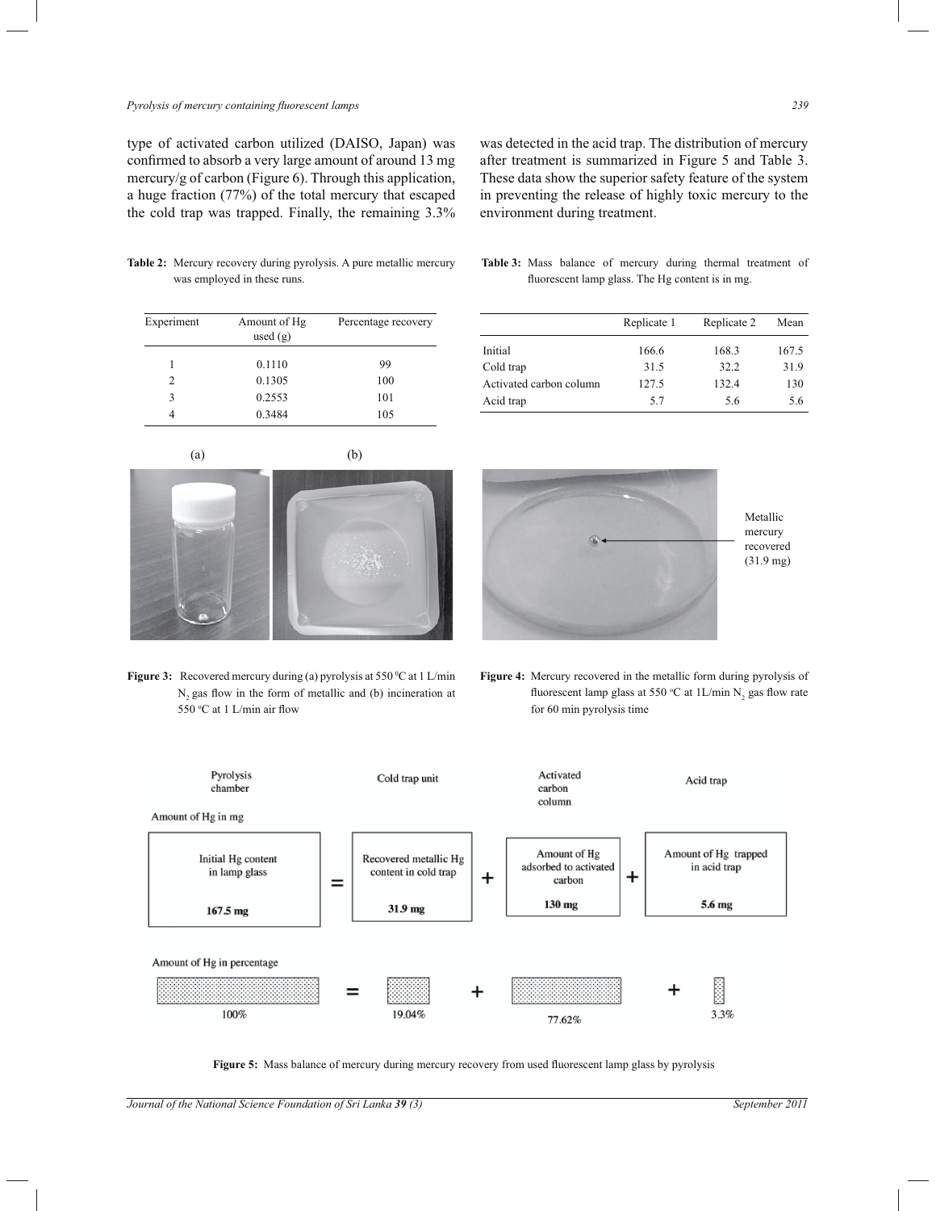type of activated carbon utilized (DAISO, Japan) was confirmed to absorb a very large amount of around 13 mg mercury/g of carbon (Figure 6). Through this application, a huge fraction (77%) of the total mercury that escaped the cold trap was trapped. Finally, the remaining 3.3% was detected in the acid trap. The distribution of mercury after treatment is summarized in Figure 5 and Table 3. These data show the superior safety feature of the system in preventing the release of highly toxic mercury to the environment during treatment.

**Table 2:** Mercury recovery during pyrolysis. A pure metallic mercury was employed in these runs.

| Experiment | Amount of Hg used (g) | Percentage recovery |
|---|---|---|
| 1 | 0.1110 | 99 |
| 2 | 0.1305 | 100 |
| 3 | 0.2553 | 101 |
| 4 | 0.3484 | 105 |

**Table 3:** Mass balance of mercury during thermal treatment of fluorescent lamp glass. The Hg content is in mg.

| | Replicate 1 | Replicate 2 | Mean |
|---|---|---|---|
| Initial | 166.6 | 168.3 | 167.5 |
| Cold trap | 31.5 | 32.2 | 31.9 |
| Activated carbon column | 127.5 | 132.4 | 130 |
| Acid trap | 5.7 | 5.6 | 5.6 |

**Figure 3:** Recovered mercury during (a) pyrolysis at 550 °C at 1 L/min $N_2$ gas flow in the form of metallic and (b) incineration at 550 °C at 1 L/min air flow

Metallic mercury recovered (31.9 mg)

**Figure 4:** Mercury recovered in the metallic form during pyrolysis of fluorescent lamp glass at 550 °C at 1L/min $N_2$ gas flow rate for 60 min pyrolysis time

Pyrolysis chamber | Cold trap unit | Activated carbon column | Acid trap

Amount of Hg in mg

Initial Hg content in lamp glass 167.5 mg = Recovered metallic Hg content in cold trap 31.9 mg + Amount of Hg adsorbed to activated carbon 130 mg + Amount of Hg trapped in acid trap 5.6 mg

Amount of Hg in percentage

100% = 19.04% + 77.62% + 3.3%

**Figure 5:** Mass balance of mercury during mercury recovery from used fluorescent lamp glass by pyrolysis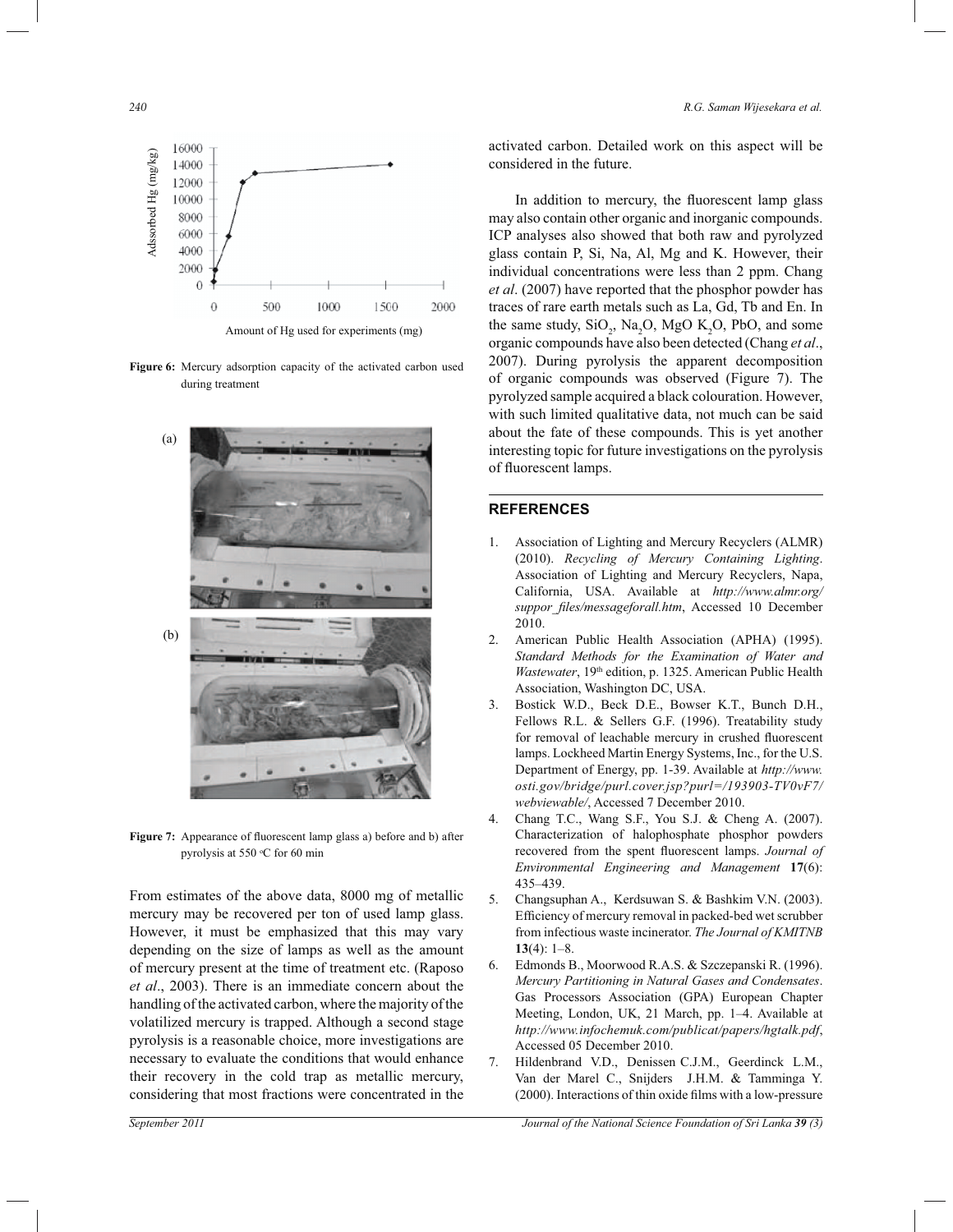Figure 6: Mercury adsorption capacity of the activated carbon used during treatment

Figure 7: Appearance of fluorescent lamp glass a) before and b) after pyrolysis at 550 °C for 60 min

From estimates of the above data, 8000 mg of metallic mercury may be recovered per ton of used lamp glass. However, it must be emphasized that this may vary depending on the size of lamps as well as the amount of mercury present at the time of treatment etc. (Raposo *et al*., 2003). There is an immediate concern about the handling of the activated carbon, where the majority of the volatilized mercury is trapped. Although a second stage pyrolysis is a reasonable choice, more investigations are necessary to evaluate the conditions that would enhance their recovery in the cold trap as metallic mercury, considering that most fractions were concentrated in the activated carbon. Detailed work on this aspect will be considered in the future.

In addition to mercury, the fluorescent lamp glass may also contain other organic and inorganic compounds. ICP analyses also showed that both raw and pyrolyzed glass contain P, Si, Na, Al, Mg and K. However, their individual concentrations were less than 2 ppm. Chang *et al*. (2007) have reported that the phosphor powder has traces of rare earth metals such as La, Gd, Tb and En. In the same study, $SiO_2$, $Na_2O$, MgO $K_2O$, PbO, and some organic compounds have also been detected (Chang *et al*., 2007). During pyrolysis the apparent decomposition of organic compounds was observed (Figure 7). The pyrolyzed sample acquired a black colouration. However, with such limited qualitative data, not much can be said about the fate of these compounds. This is yet another interesting topic for future investigations on the pyrolysis of fluorescent lamps.

## REFERENCES

1. Association of Lighting and Mercury Recyclers (ALMR) (2010). *Recycling of Mercury Containing Lighting*. Association of Lighting and Mercury Recyclers, Napa, California, USA. Available at *http://www.almr.org/suppor_files/messageforall.htm*, Accessed 10 December 2010.
2. American Public Health Association (APHA) (1995). *Standard Methods for the Examination of Water and Wastewater*, 19th edition, p. 1325. American Public Health Association, Washington DC, USA.
3. Bostick W.D., Beck D.E., Bowser K.T., Bunch D.H., Fellows R.L. & Sellers G.F. (1996). Treatability study for removal of leachable mercury in crushed fluorescent lamps. Lockheed Martin Energy Systems, Inc., for the U.S. Department of Energy, pp. 1-39. Available at *http://www.osti.gov/bridge/purl.cover.jsp?purl=/193903-TV0vF7/webviewable/*, Accessed 7 December 2010.
4. Chang T.C., Wang S.F., You S.J. & Cheng A. (2007). Characterization of halophosphate phosphor powders recovered from the spent fluorescent lamps. *Journal of Environmental Engineering and Management* **17**(6): 435–439.
5. Changsuphan A., Kerdsuwan S. & Bashkim V.N. (2003). Efficiency of mercury removal in packed-bed wet scrubber from infectious waste incinerator. *The Journal of KMITNB* **13**(4): 1–8.
6. Edmonds B., Moorwood R.A.S. & Szczepanski R. (1996). *Mercury Partitioning in Natural Gases and Condensates*. Gas Processors Association (GPA) European Chapter Meeting, London, UK, 21 March, pp. 1–4. Available at *http://www.infochemuk.com/publicat/papers/hgtalk.pdf*, Accessed 05 December 2010.
7. Hildenbrand V.D., Denissen C.J.M., Geerdinck L.M., Van der Marel C., Snijders J.H.M. & Tamminga Y. (2000). Interactions of thin oxide films with a low-pressure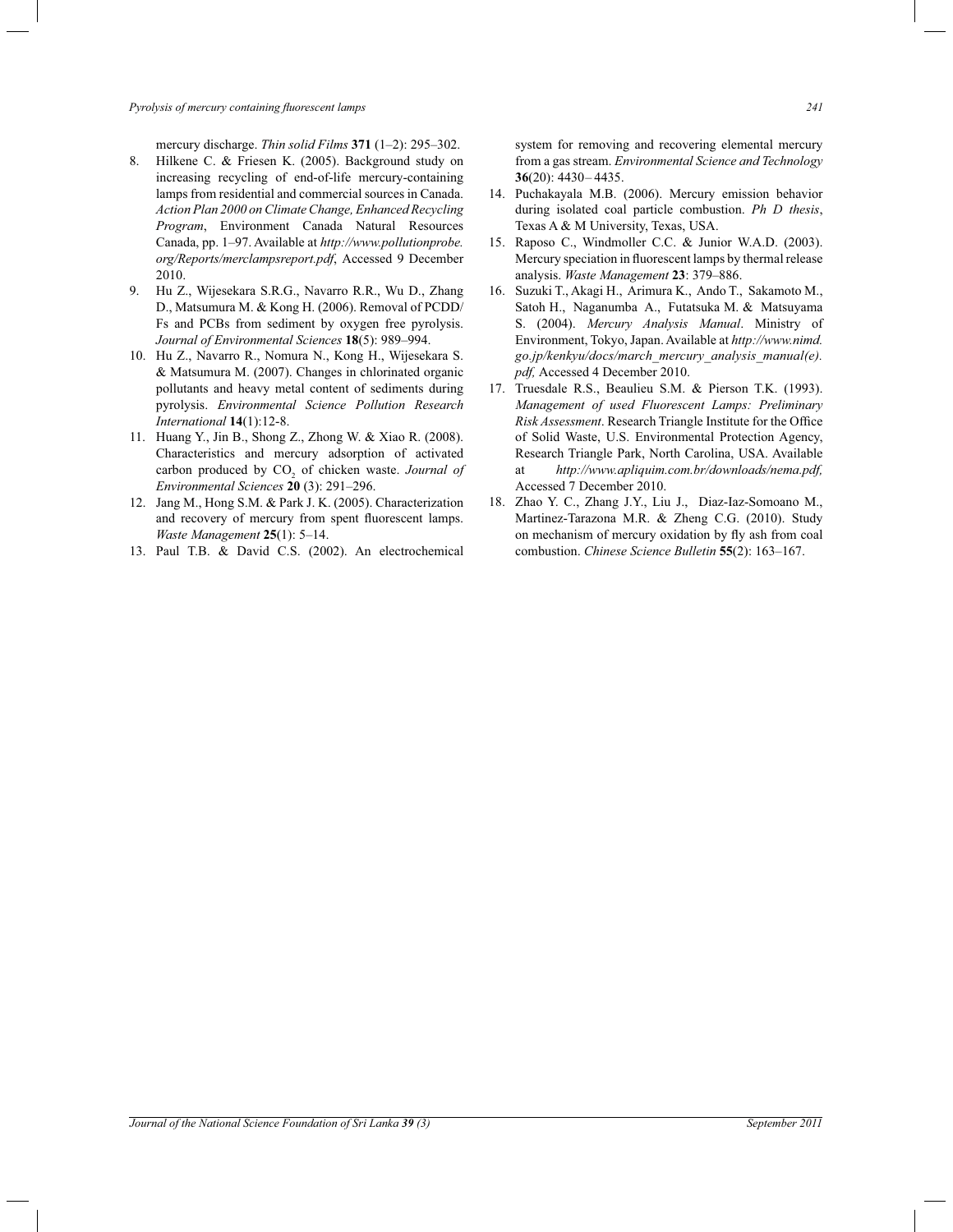mercury discharge. *Thin solid Films* **371** (1–2): 295–302.

8. Hilkene C. & Friesen K. (2005). Background study on increasing recycling of end-of-life mercury-containing lamps from residential and commercial sources in Canada. *Action Plan 2000 on Climate Change, Enhanced Recycling Program*, Environment Canada Natural Resources Canada, pp. 1–97. Available at *http://www.pollutionprobe.org/Reports/merclampsreport.pdf*, Accessed 9 December 2010.
9. Hu Z., Wijesekara S.R.G., Navarro R.R., Wu D., Zhang D., Matsumura M. & Kong H. (2006). Removal of PCDD/Fs and PCBs from sediment by oxygen free pyrolysis. *Journal of Environmental Sciences* **18**(5): 989–994.
10. Hu Z., Navarro R., Nomura N., Kong H., Wijesekara S. & Matsumura M. (2007). Changes in chlorinated organic pollutants and heavy metal content of sediments during pyrolysis. *Environmental Science Pollution Research International* **14**(1):12-8.
11. Huang Y., Jin B., Shong Z., Zhong W. & Xiao R. (2008). Characteristics and mercury adsorption of activated carbon produced by $CO_2$ of chicken waste. *Journal of Environmental Sciences* **20** (3): 291–296.
12. Jang M., Hong S.M. & Park J. K. (2005). Characterization and recovery of mercury from spent fluorescent lamps. *Waste Management* **25**(1): 5–14.
13. Paul T.B. & David C.S. (2002). An electrochemical system for removing and recovering elemental mercury from a gas stream. *Environmental Science and Technology* **36**(20): 4430– 4435.
14. Puchakayala M.B. (2006). Mercury emission behavior during isolated coal particle combustion. *Ph D thesis*, Texas A & M University, Texas, USA.
15. Raposo C., Windmoller C.C. & Junior W.A.D. (2003). Mercury speciation in fluorescent lamps by thermal release analysis. *Waste Management* **23**: 379–886.
16. Suzuki T., Akagi H., Arimura K., Ando T., Sakamoto M., Satoh H., Naganumba A., Futatsuka M. & Matsuyama S. (2004). *Mercury Analysis Manual*. Ministry of Environment, Tokyo, Japan. Available at *http://www.nimd.go.jp/kenkyu/docs/march_mercury_analysis_manual(e).pdf,* Accessed 4 December 2010.
17. Truesdale R.S., Beaulieu S.M. & Pierson T.K. (1993). *Management of used Fluorescent Lamps: Preliminary Risk Assessment*. Research Triangle Institute for the Office of Solid Waste, U.S. Environmental Protection Agency, Research Triangle Park, North Carolina, USA. Available at *http://www.apliquim.com.br/downloads/nema.pdf,* Accessed 7 December 2010.
18. Zhao Y. C., Zhang J.Y., Liu J., Diaz-Iaz-Somoano M., Martinez-Tarazona M.R. & Zheng C.G. (2010). Study on mechanism of mercury oxidation by fly ash from coal combustion. *Chinese Science Bulletin* **55**(2): 163–167.